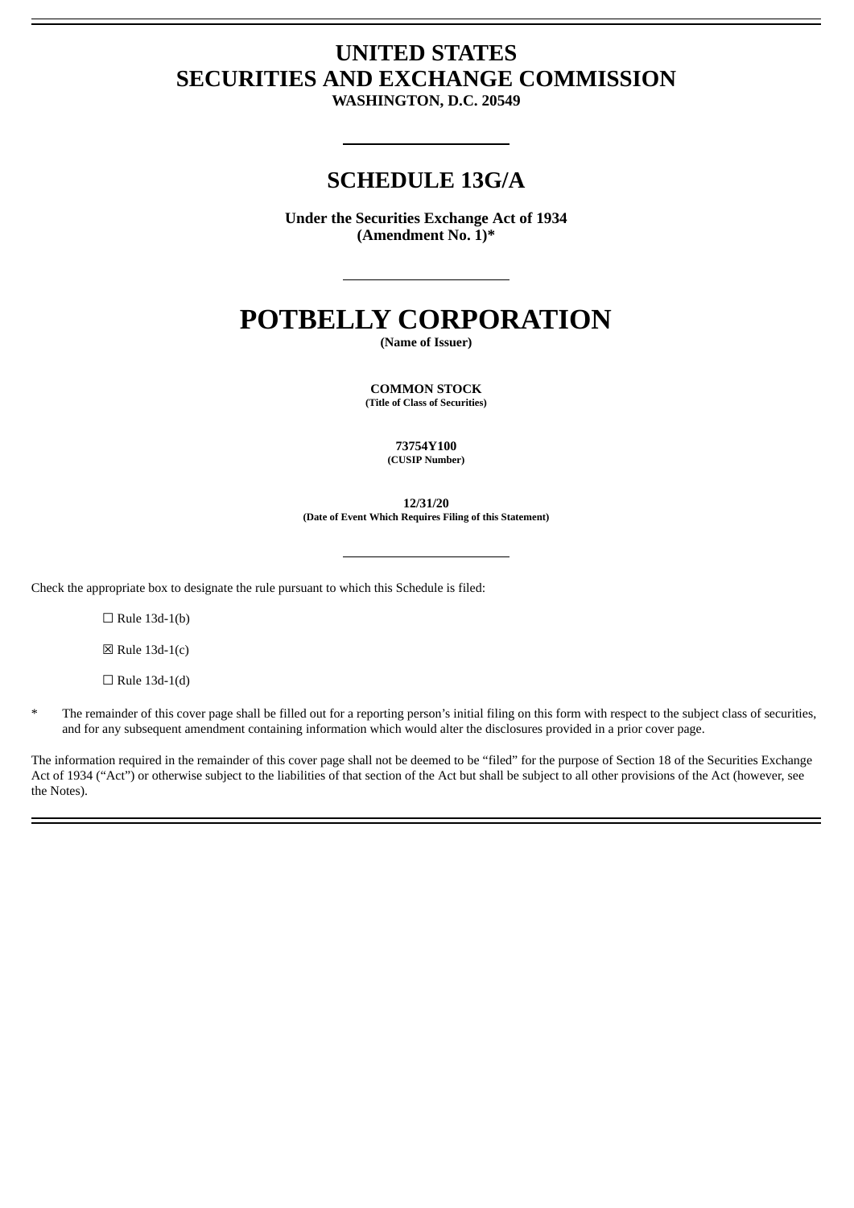# UNITED STATES
# SECURITIES AND EXCHANGE COMMISSION
**WASHINGTON, D.C. 20549**

## SCHEDULE 13G/A

**Under the Securities Exchange Act of 1934**
**(Amendment No. 1)***

# POTBELLY CORPORATION
**(Name of Issuer)**

**COMMON STOCK**
**(Title of Class of Securities)**

**73754Y100**
**(CUSIP Number)**

**12/31/20**
**(Date of Event Which Requires Filing of this Statement)**

Check the appropriate box to designate the rule pursuant to which this Schedule is filed:

☐ Rule 13d-1(b)

☒ Rule 13d-1(c)

☐ Rule 13d-1(d)

\* The remainder of this cover page shall be filled out for a reporting person's initial filing on this form with respect to the subject class of securities, and for any subsequent amendment containing information which would alter the disclosures provided in a prior cover page.

The information required in the remainder of this cover page shall not be deemed to be "filed" for the purpose of Section 18 of the Securities Exchange Act of 1934 ("Act") or otherwise subject to the liabilities of that section of the Act but shall be subject to all other provisions of the Act (however, see the Notes).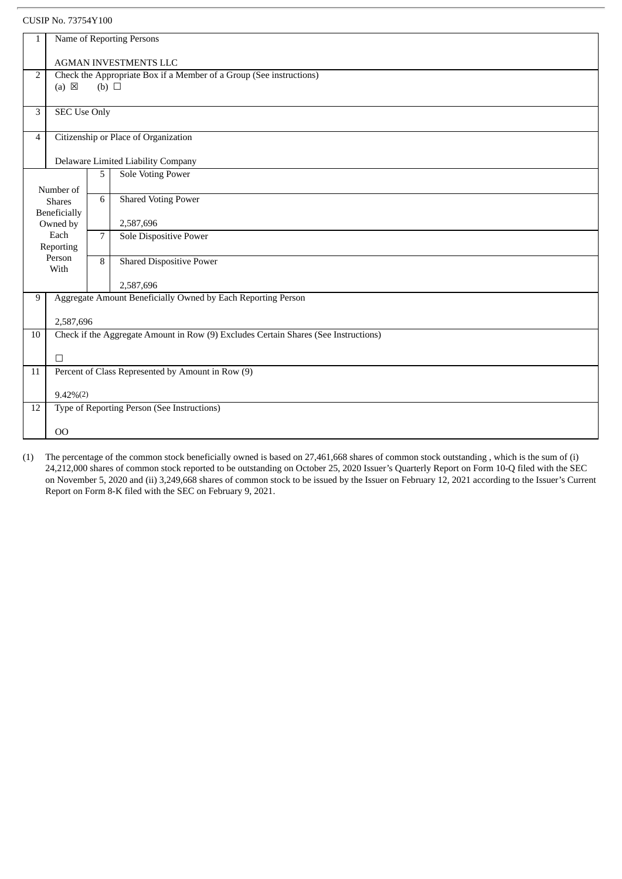CUSIP No. 73754Y100

| | | | |
|---|---|---|---|
| 1 | Name of Reporting Persons<br><br>AGMAN INVESTMENTS LLC | | |
| 2 | Check the Appropriate Box if a Member of a Group (See instructions)<br>(a) ☒ (b) ☐ | | |
| 3 | SEC Use Only | | |
| 4 | Citizenship or Place of Organization<br><br>Delaware Limited Liability Company | | |
| Number of Shares Beneficially Owned by Each Reporting Person With | | 5 | Sole Voting Power |
| | | 6 | Shared Voting Power<br><br>2,587,696 |
| | | 7 | Sole Dispositive Power |
| | | 8 | Shared Dispositive Power<br><br>2,587,696 |
| 9 | Aggregate Amount Beneficially Owned by Each Reporting Person<br><br>2,587,696 | | |
| 10 | Check if the Aggregate Amount in Row (9) Excludes Certain Shares (See Instructions)<br><br>☐ | | |
| 11 | Percent of Class Represented by Amount in Row (9)<br><br>9.42%(2) | | |
| 12 | Type of Reporting Person (See Instructions)<br><br>OO | | |

(1) The percentage of the common stock beneficially owned is based on 27,461,668 shares of common stock outstanding , which is the sum of (i) 24,212,000 shares of common stock reported to be outstanding on October 25, 2020 Issuer's Quarterly Report on Form 10-Q filed with the SEC on November 5, 2020 and (ii) 3,249,668 shares of common stock to be issued by the Issuer on February 12, 2021 according to the Issuer's Current Report on Form 8-K filed with the SEC on February 9, 2021.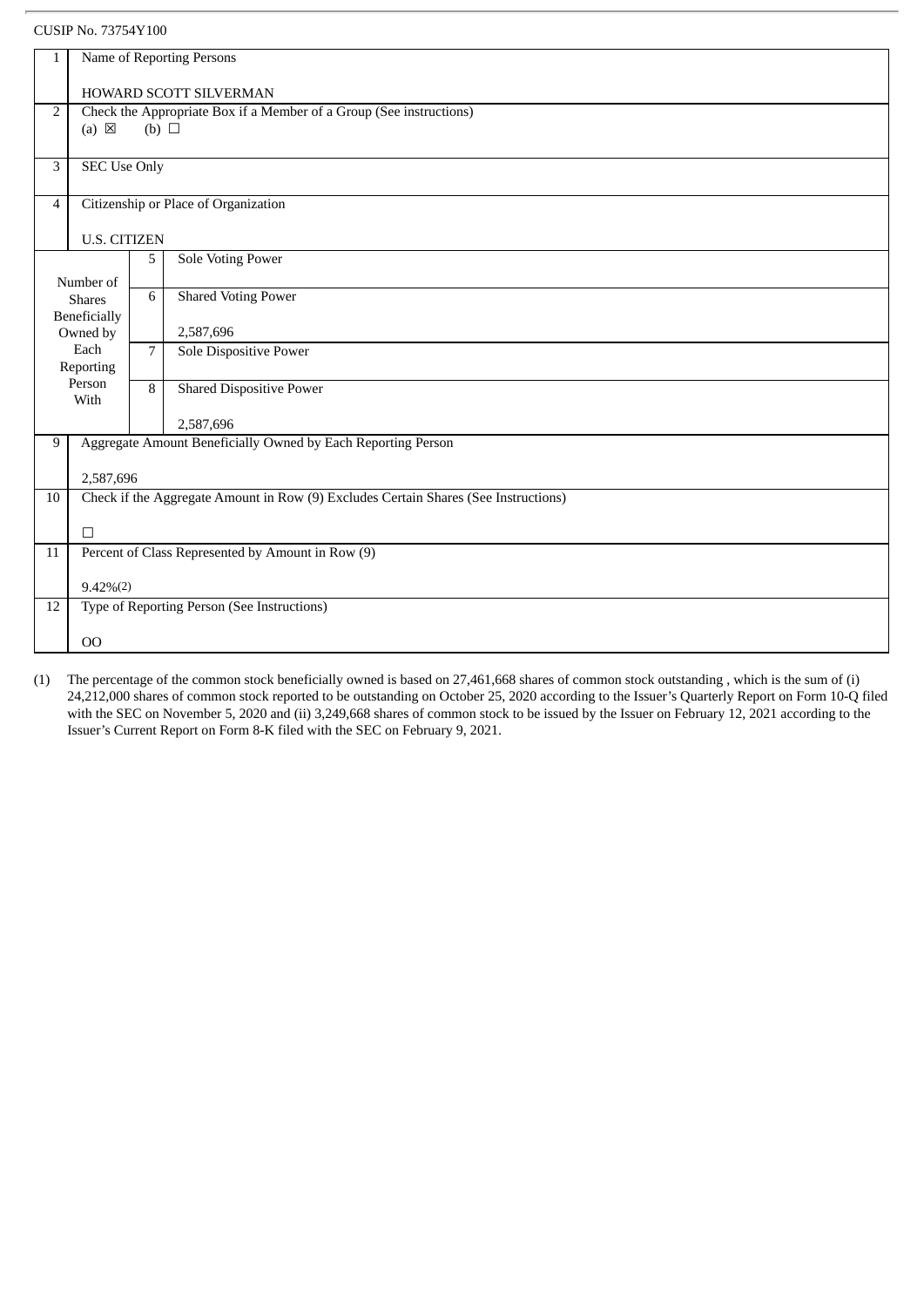CUSIP No. 73754Y100

| | | | |
|---|---|---|---|
| 1 | Name of Reporting Persons<br><br>HOWARD SCOTT SILVERMAN | | |
| 2 | Check the Appropriate Box if a Member of a Group (See instructions)<br>(a) ☒ (b) ☐ | | |
| 3 | SEC Use Only | | |
| 4 | Citizenship or Place of Organization<br><br>U.S. CITIZEN | | |
| Number of Shares Beneficially Owned by Each Reporting Person With | 5 | Sole Voting Power | |
| | 6 | Shared Voting Power<br><br>2,587,696 | |
| | 7 | Sole Dispositive Power | |
| | 8 | Shared Dispositive Power<br><br>2,587,696 | |
| 9 | Aggregate Amount Beneficially Owned by Each Reporting Person<br><br>2,587,696 | | |
| 10 | Check if the Aggregate Amount in Row (9) Excludes Certain Shares (See Instructions)<br><br>☐ | | |
| 11 | Percent of Class Represented by Amount in Row (9)<br><br>9.42%(2) | | |
| 12 | Type of Reporting Person (See Instructions)<br><br>OO | | |

(1) The percentage of the common stock beneficially owned is based on 27,461,668 shares of common stock outstanding , which is the sum of (i) 24,212,000 shares of common stock reported to be outstanding on October 25, 2020 according to the Issuer's Quarterly Report on Form 10-Q filed with the SEC on November 5, 2020 and (ii) 3,249,668 shares of common stock to be issued by the Issuer on February 12, 2021 according to the Issuer's Current Report on Form 8-K filed with the SEC on February 9, 2021.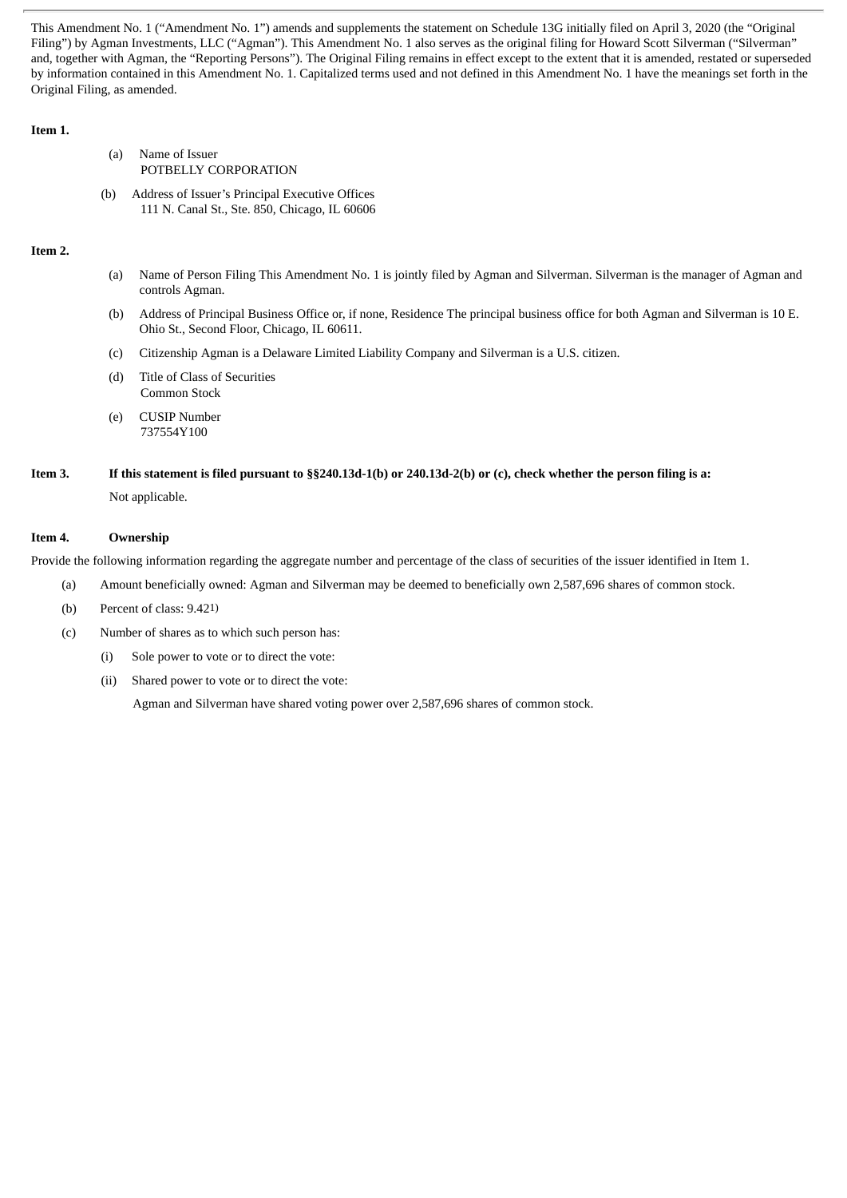This Amendment No. 1 ("Amendment No. 1") amends and supplements the statement on Schedule 13G initially filed on April 3, 2020 (the "Original Filing") by Agman Investments, LLC ("Agman"). This Amendment No. 1 also serves as the original filing for Howard Scott Silverman ("Silverman" and, together with Agman, the "Reporting Persons"). The Original Filing remains in effect except to the extent that it is amended, restated or superseded by information contained in this Amendment No. 1. Capitalized terms used and not defined in this Amendment No. 1 have the meanings set forth in the Original Filing, as amended.

**Item 1.**

(a) Name of Issuer
POTBELLY CORPORATION

(b) Address of Issuer's Principal Executive Offices
111 N. Canal St., Ste. 850, Chicago, IL 60606

**Item 2.**

(a) Name of Person Filing This Amendment No. 1 is jointly filed by Agman and Silverman. Silverman is the manager of Agman and controls Agman.

(b) Address of Principal Business Office or, if none, Residence The principal business office for both Agman and Silverman is 10 E. Ohio St., Second Floor, Chicago, IL 60611.

(c) Citizenship Agman is a Delaware Limited Liability Company and Silverman is a U.S. citizen.

(d) Title of Class of Securities
Common Stock

(e) CUSIP Number
737554Y100

**Item 3. If this statement is filed pursuant to §§240.13d-1(b) or 240.13d-2(b) or (c), check whether the person filing is a:**

Not applicable.

**Item 4. Ownership**

Provide the following information regarding the aggregate number and percentage of the class of securities of the issuer identified in Item 1.

(a) Amount beneficially owned: Agman and Silverman may be deemed to beneficially own 2,587,696 shares of common stock.

(b) Percent of class: 9.42[1)]

(c) Number of shares as to which such person has:

(i) Sole power to vote or to direct the vote:

(ii) Shared power to vote or to direct the vote:

Agman and Silverman have shared voting power over 2,587,696 shares of common stock.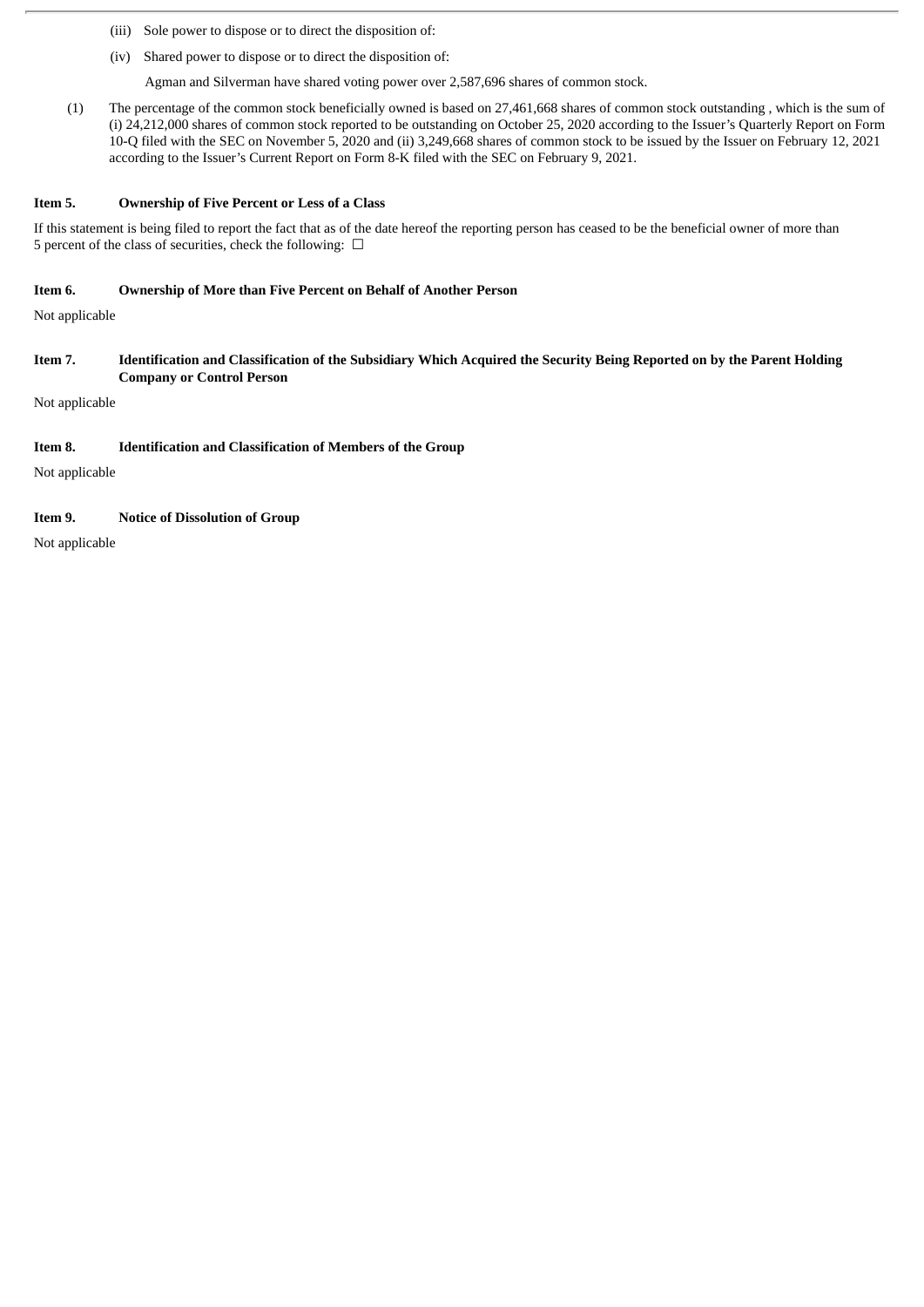(iii) Sole power to dispose or to direct the disposition of:

(iv) Shared power to dispose or to direct the disposition of:

Agman and Silverman have shared voting power over 2,587,696 shares of common stock.

(1) The percentage of the common stock beneficially owned is based on 27,461,668 shares of common stock outstanding , which is the sum of (i) 24,212,000 shares of common stock reported to be outstanding on October 25, 2020 according to the Issuer's Quarterly Report on Form 10-Q filed with the SEC on November 5, 2020 and (ii) 3,249,668 shares of common stock to be issued by the Issuer on February 12, 2021 according to the Issuer's Current Report on Form 8-K filed with the SEC on February 9, 2021.

**Item 5. Ownership of Five Percent or Less of a Class**

If this statement is being filed to report the fact that as of the date hereof the reporting person has ceased to be the beneficial owner of more than 5 percent of the class of securities, check the following: ☐

**Item 6. Ownership of More than Five Percent on Behalf of Another Person**

Not applicable

**Item 7. Identification and Classification of the Subsidiary Which Acquired the Security Being Reported on by the Parent Holding Company or Control Person**

Not applicable

**Item 8. Identification and Classification of Members of the Group**

Not applicable

**Item 9. Notice of Dissolution of Group**

Not applicable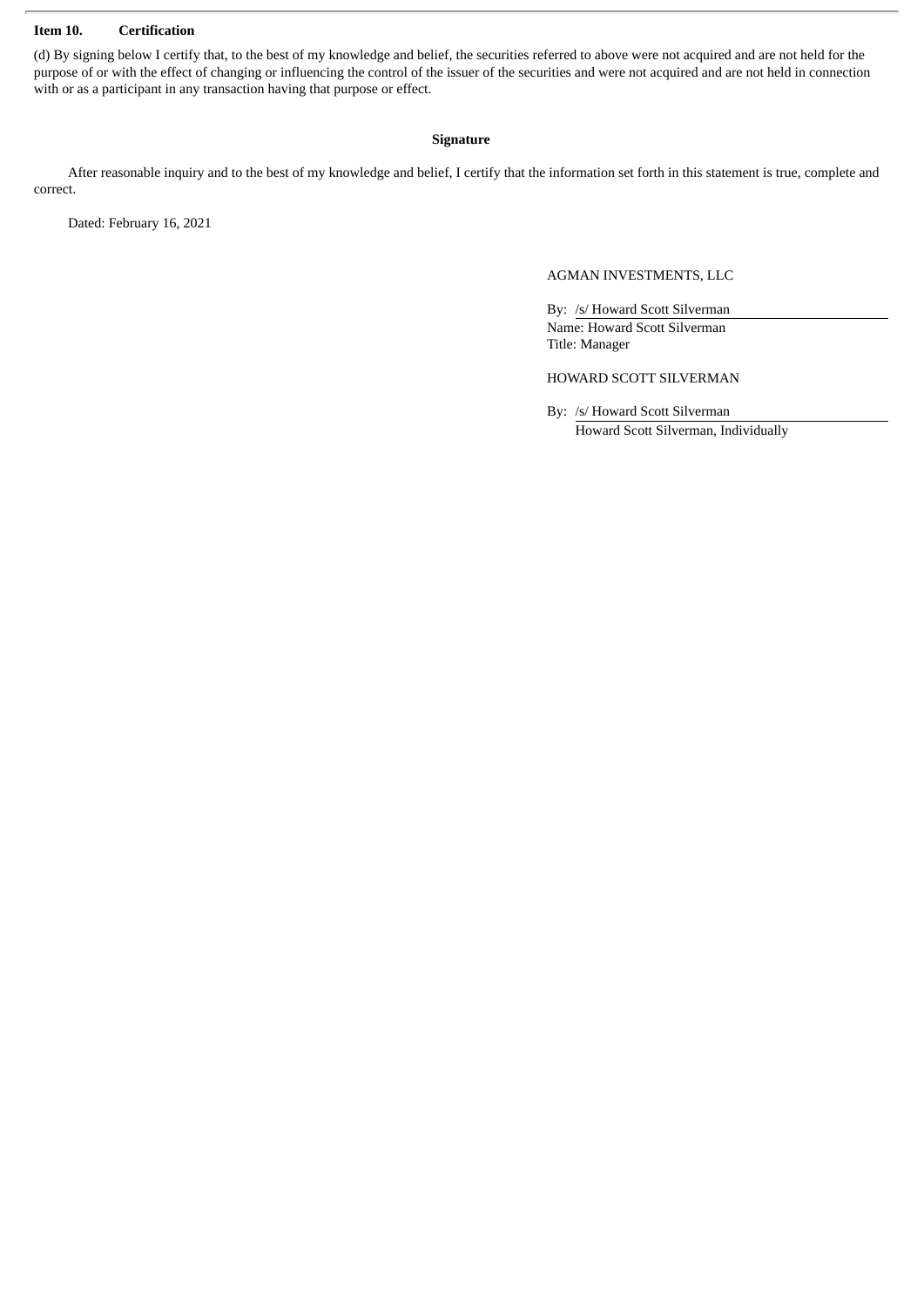**Item 10. Certification**

(d) By signing below I certify that, to the best of my knowledge and belief, the securities referred to above were not acquired and are not held for the purpose of or with the effect of changing or influencing the control of the issuer of the securities and were not acquired and are not held in connection with or as a participant in any transaction having that purpose or effect.

**Signature**

After reasonable inquiry and to the best of my knowledge and belief, I certify that the information set forth in this statement is true, complete and correct.

Dated: February 16, 2021

AGMAN INVESTMENTS, LLC

By: /s/ Howard Scott Silverman
Name: Howard Scott Silverman
Title: Manager

HOWARD SCOTT SILVERMAN

By: /s/ Howard Scott Silverman
Howard Scott Silverman, Individually